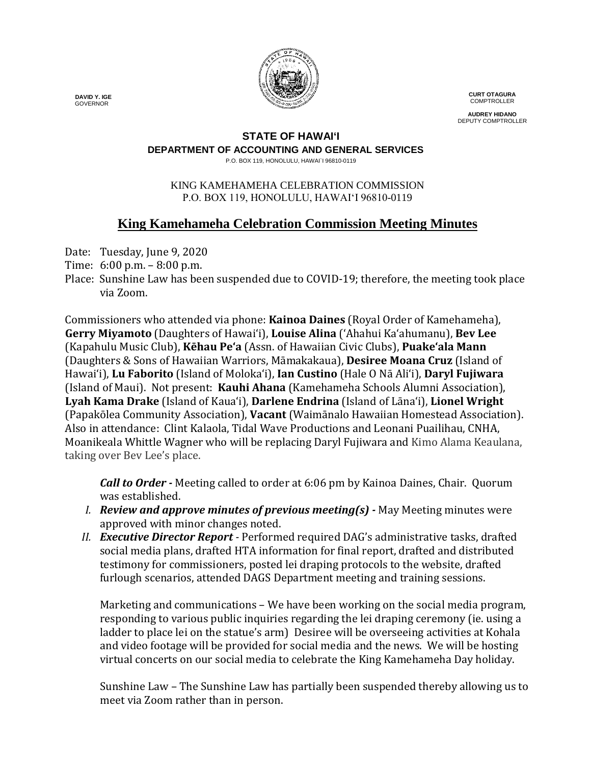**DAVID Y. IGE**
GOVERNOR

**CURT OTAGURA**
COMPTROLLER

**AUDREY HIDANO**
DEPUTY COMPTROLLER

**STATE OF HAWAIʻI**
**DEPARTMENT OF ACCOUNTING AND GENERAL SERVICES**
P.O. BOX 119, HONOLULU, HAWAI`I 96810-0119

KING KAMEHAMEHA CELEBRATION COMMISSION
P.O. BOX 119, HONOLULU, HAWAIʻI 96810-0119

# King Kamehameha Celebration Commission Meeting Minutes

Date: Tuesday, June 9, 2020
Time: 6:00 p.m. – 8:00 p.m.
Place: Sunshine Law has been suspended due to COVID-19; therefore, the meeting took place via Zoom.

Commissioners who attended via phone: **Kainoa Daines** (Royal Order of Kamehameha), **Gerry Miyamoto** (Daughters of Hawaiʻi), **Louise Alina** (ʻAhahui Kaʻahumanu), **Bev Lee** (Kapahulu Music Club), **Kēhau Peʻa** (Assn. of Hawaiian Civic Clubs), **Puakeʻala Mann** (Daughters & Sons of Hawaiian Warriors, Māmakakaua), **Desiree Moana Cruz** (Island of Hawaiʻi), **Lu Faborito** (Island of Molokaʻi), **Ian Custino** (Hale O Nā Aliʻi), **Daryl Fujiwara** (Island of Maui). Not present: **Kauhi Ahana** (Kamehameha Schools Alumni Association), **Lyah Kama Drake** (Island of Kauaʻi), **Darlene Endrina** (Island of Lānaʻi), **Lionel Wright** (Papakōlea Community Association), **Vacant** (Waimānalo Hawaiian Homestead Association). Also in attendance: Clint Kalaola, Tidal Wave Productions and Leonani Puailihau, CNHA, Moanikeala Whittle Wagner who will be replacing Daryl Fujiwara and Kimo Alama Keaulana, taking over Bev Lee's place.

***Call to Order -*** Meeting called to order at 6:06 pm by Kainoa Daines, Chair. Quorum was established.

I. ***Review and approve minutes of previous meeting(s) -*** May Meeting minutes were approved with minor changes noted.

II. ***Executive Director Report*** - Performed required DAG's administrative tasks, drafted social media plans, drafted HTA information for final report, drafted and distributed testimony for commissioners, posted lei draping protocols to the website, drafted furlough scenarios, attended DAGS Department meeting and training sessions.

    Marketing and communications – We have been working on the social media program, responding to various public inquiries regarding the lei draping ceremony (ie. using a ladder to place lei on the statue's arm) Desiree will be overseeing activities at Kohala and video footage will be provided for social media and the news. We will be hosting virtual concerts on our social media to celebrate the King Kamehameha Day holiday.

    Sunshine Law – The Sunshine Law has partially been suspended thereby allowing us to meet via Zoom rather than in person.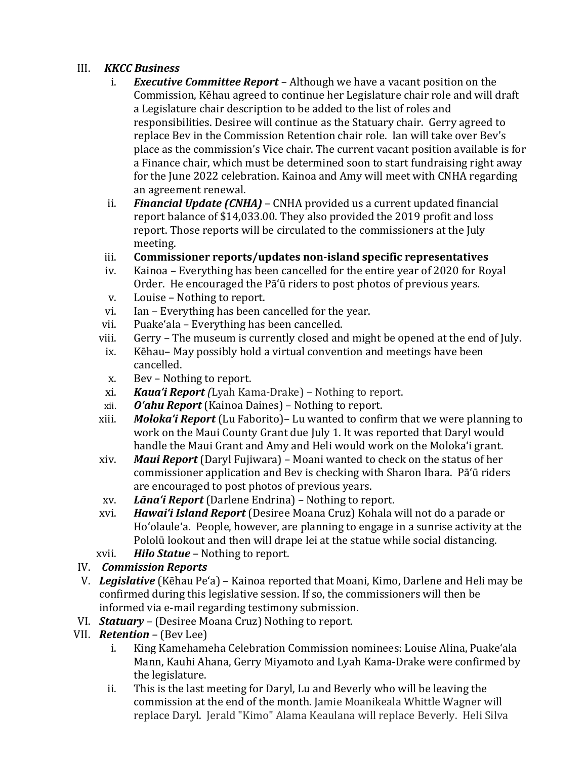III. ***KKCC Business***

   i. ***Executive Committee Report*** – Although we have a vacant position on the Commission, Kēhau agreed to continue her Legislature chair role and will draft a Legislature chair description to be added to the list of roles and responsibilities. Desiree will continue as the Statuary chair. Gerry agreed to replace Bev in the Commission Retention chair role. Ian will take over Bev's place as the commission's Vice chair. The current vacant position available is for a Finance chair, which must be determined soon to start fundraising right away for the June 2022 celebration. Kainoa and Amy will meet with CNHA regarding an agreement renewal.

   ii. ***Financial Update (CNHA)*** – CNHA provided us a current updated financial report balance of $14,033.00. They also provided the 2019 profit and loss report. Those reports will be circulated to the commissioners at the July meeting.

   iii. **Commissioner reports/updates non-island specific representatives**

   iv. Kainoa – Everything has been cancelled for the entire year of 2020 for Royal Order. He encouraged the Pāʻū riders to post photos of previous years.

   v. Louise – Nothing to report.

   vi. Ian – Everything has been cancelled for the year.

   vii. Puakeʻala – Everything has been cancelled.

   viii. Gerry – The museum is currently closed and might be opened at the end of July.

   ix. Kēhau– May possibly hold a virtual convention and meetings have been cancelled.

   x. Bev – Nothing to report.

   xi. ***Kauaʻi Report (***Lyah Kama-Drake) – Nothing to report.

   xii. ***Oʻahu Report*** (Kainoa Daines) – Nothing to report.

   xiii. ***Molokaʻi Report*** (Lu Faborito)– Lu wanted to confirm that we were planning to work on the Maui County Grant due July 1. It was reported that Daryl would handle the Maui Grant and Amy and Heli would work on the Molokaʻi grant.

   xiv. ***Maui Report*** (Daryl Fujiwara) – Moani wanted to check on the status of her commissioner application and Bev is checking with Sharon Ibara. Pāʻū riders are encouraged to post photos of previous years.

   xv. ***Lānaʻi Report*** (Darlene Endrina) – Nothing to report.

   xvi. ***Hawaiʻi Island Report*** (Desiree Moana Cruz) Kohala will not do a parade or Hoʻolauleʻa. People, however, are planning to engage in a sunrise activity at the Pololū lookout and then will drape lei at the statue while social distancing.

   xvii. ***Hilo Statue*** – Nothing to report.

IV. ***Commission Reports***

V. ***Legislative*** (Kēhau Pe'a) – Kainoa reported that Moani, Kimo, Darlene and Heli may be confirmed during this legislative session. If so, the commissioners will then be informed via e-mail regarding testimony submission.

VI. ***Statuary*** – (Desiree Moana Cruz) Nothing to report.

VII. ***Retention*** – (Bev Lee)

   i. King Kamehameha Celebration Commission nominees: Louise Alina, Puakeʻala Mann, Kauhi Ahana, Gerry Miyamoto and Lyah Kama-Drake were confirmed by the legislature.

   ii. This is the last meeting for Daryl, Lu and Beverly who will be leaving the commission at the end of the month. Jamie Moanikeala Whittle Wagner will replace Daryl. Jerald "Kimo" Alama Keaulana will replace Beverly. Heli Silva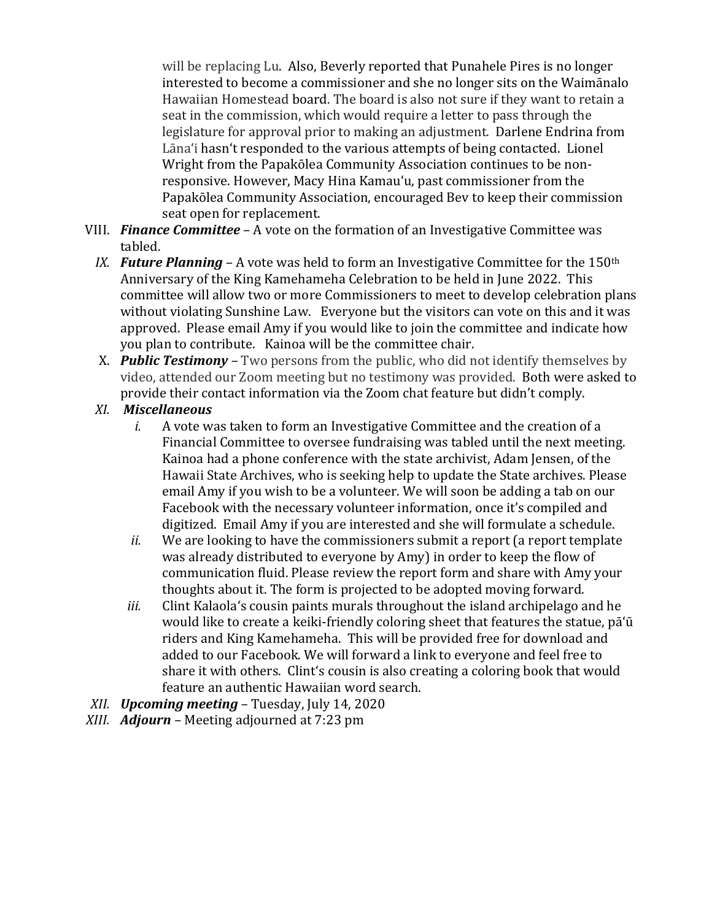will be replacing Lu. Also, Beverly reported that Punahele Pires is no longer interested to become a commissioner and she no longer sits on the Waimānalo Hawaiian Homestead board. The board is also not sure if they want to retain a seat in the commission, which would require a letter to pass through the legislature for approval prior to making an adjustment. Darlene Endrina from Lānaʻi hasnʻt responded to the various attempts of being contacted. Lionel Wright from the Papakōlea Community Association continues to be non-responsive. However, Macy Hina Kamauʻu, past commissioner from the Papakōlea Community Association, encouraged Bev to keep their commission seat open for replacement.

VIII. ***Finance Committee*** – A vote on the formation of an Investigative Committee was tabled.

*IX.* ***Future Planning*** – A vote was held to form an Investigative Committee for the 150th Anniversary of the King Kamehameha Celebration to be held in June 2022. This committee will allow two or more Commissioners to meet to develop celebration plans without violating Sunshine Law. Everyone but the visitors can vote on this and it was approved. Please email Amy if you would like to join the committee and indicate how you plan to contribute. Kainoa will be the committee chair.

X. ***Public Testimony*** – Two persons from the public, who did not identify themselves by video, attended our Zoom meeting but no testimony was provided. Both were asked to provide their contact information via the Zoom chat feature but didn't comply.

*XI.* ***Miscellaneous***

*i.* A vote was taken to form an Investigative Committee and the creation of a Financial Committee to oversee fundraising was tabled until the next meeting. Kainoa had a phone conference with the state archivist, Adam Jensen, of the Hawaii State Archives, who is seeking help to update the State archives. Please email Amy if you wish to be a volunteer. We will soon be adding a tab on our Facebook with the necessary volunteer information, once it's compiled and digitized. Email Amy if you are interested and she will formulate a schedule.

*ii.* We are looking to have the commissioners submit a report (a report template was already distributed to everyone by Amy) in order to keep the flow of communication fluid. Please review the report form and share with Amy your thoughts about it. The form is projected to be adopted moving forward.

*iii.* Clint Kalaolaʻs cousin paints murals throughout the island archipelago and he would like to create a keiki-friendly coloring sheet that features the statue, pāʻū riders and King Kamehameha. This will be provided free for download and added to our Facebook. We will forward a link to everyone and feel free to share it with others. Clintʻs cousin is also creating a coloring book that would feature an authentic Hawaiian word search.

*XII.* ***Upcoming meeting*** – Tuesday, July 14, 2020

*XIII.* ***Adjourn*** – Meeting adjourned at 7:23 pm